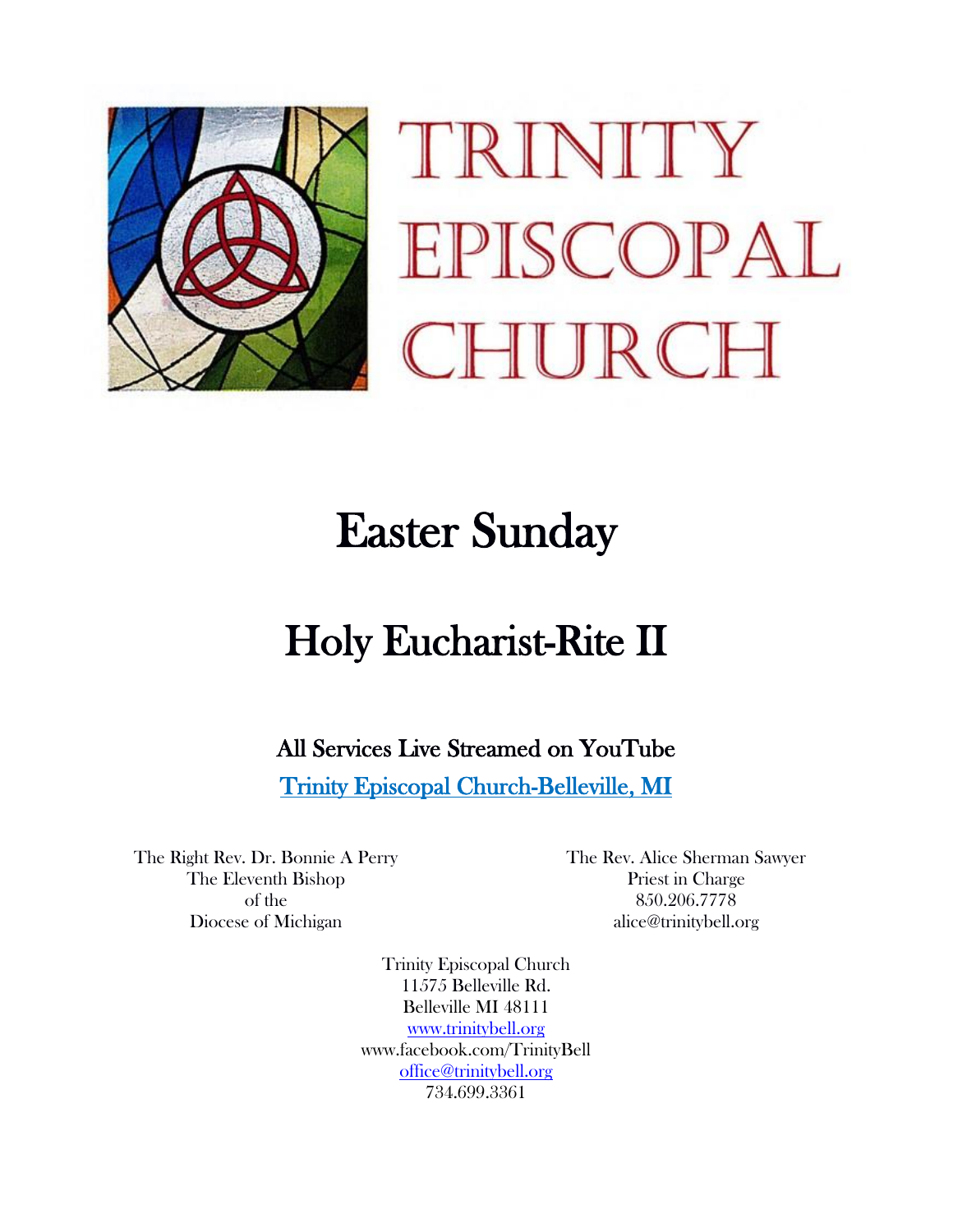# TRINITY EPISCOPAL CHURCH

# Easter Sunday

# Holy Eucharist-Rite II

## All Services Live Streamed on YouTube

[Trinity Episcopal Church-Belleville, MI]

The Right Rev. Dr. Bonnie A Perry
The Eleventh Bishop
of the
Diocese of Michigan

The Rev. Alice Sherman Sawyer
Priest in Charge
850.206.7778
alice@trinitybell.org

Trinity Episcopal Church
11575 Belleville Rd.
Belleville MI 48111
www.trinitybell.org
www.facebook.com/TrinityBell
office@trinitybell.org
734.699.3361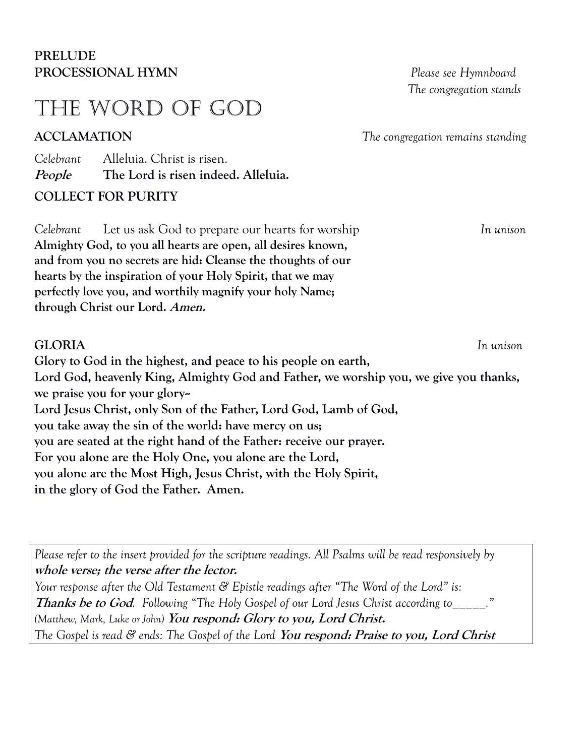**PRELUDE**

**PROCESSIONAL HYMN** *Please see Hymnboard*

*The congregation stands*

# The Word of God

**ACCLAMATION** *The congregation remains standing*

*Celebrant* Alleluia. Christ is risen.

***People*** **The Lord is risen indeed. Alleluia.**

**COLLECT FOR PURITY**

*Celebrant* Let us ask God to prepare our hearts for worship *In unison*

**Almighty God, to you all hearts are open, all desires known, and from you no secrets are hid: Cleanse the thoughts of our hearts by the inspiration of your Holy Spirit, that we may perfectly love you, and worthily magnify your holy Name; through Christ our Lord. *Amen.***

**GLORIA** *In unison*

**Glory to God in the highest, and peace to his people on earth,**
**Lord God, heavenly King, Almighty God and Father, we worship you, we give you thanks, we praise you for your glory~**
**Lord Jesus Christ, only Son of the Father, Lord God, Lamb of God,**
**you take away the sin of the world: have mercy on us;**
**you are seated at the right hand of the Father: receive our prayer.**
**For you alone are the Holy One, you alone are the Lord,**
**you alone are the Most High, Jesus Christ, with the Holy Spirit,**
**in the glory of God the Father. Amen.**

*Please refer to the insert provided for the scripture readings. All Psalms will be read responsively by* ***whole verse; the verse after the lector.***
*Your response after the Old Testament & Epistle readings after "The Word of the Lord" is:* ***Thanks be to God****. Following "The Holy Gospel of our Lord Jesus Christ according to_____."* *(Matthew, Mark, Luke or John)* ***You respond: Glory to you, Lord Christ.***
*The Gospel is read & ends: The Gospel of the Lord* ***You respond: Praise to you, Lord Christ***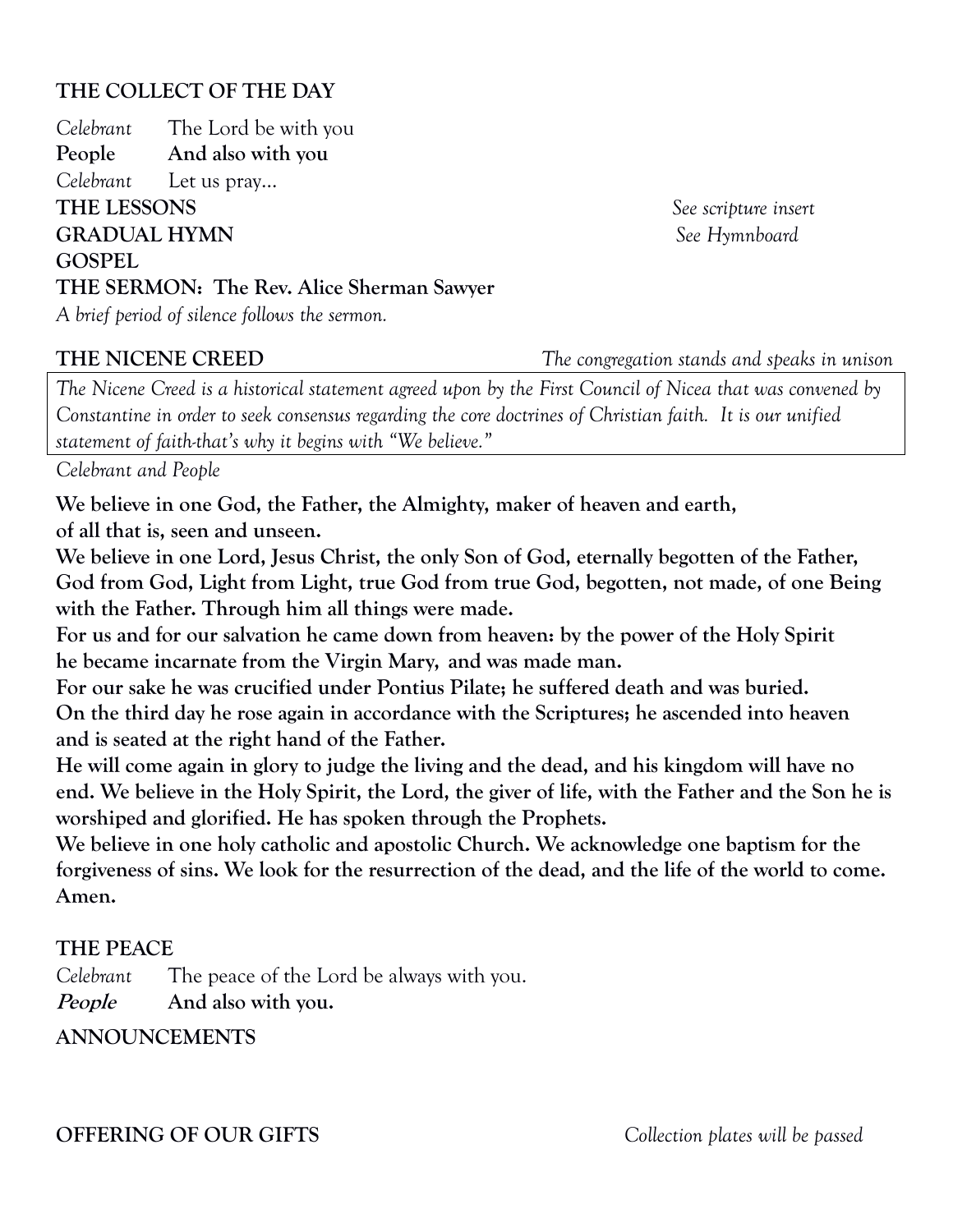**THE COLLECT OF THE DAY**

*Celebrant* The Lord be with you
**People And also with you**
*Celebrant* Let us pray…

**THE LESSONS** *See scripture insert*

**GRADUAL HYMN** *See Hymnboard*

**GOSPEL**

**THE SERMON: The Rev. Alice Sherman Sawyer**

*A brief period of silence follows the sermon.*

**THE NICENE CREED** *The congregation stands and speaks in unison*

*The Nicene Creed is a historical statement agreed upon by the First Council of Nicea that was convened by Constantine in order to seek consensus regarding the core doctrines of Christian faith. It is our unified statement of faith-that's why it begins with "We believe."*

*Celebrant and People*

**We believe in one God, the Father, the Almighty, maker of heaven and earth, of all that is, seen and unseen.**
**We believe in one Lord, Jesus Christ, the only Son of God, eternally begotten of the Father, God from God, Light from Light, true God from true God, begotten, not made, of one Being with the Father. Through him all things were made.**
**For us and for our salvation he came down from heaven: by the power of the Holy Spirit he became incarnate from the Virgin Mary, and was made man.**
**For our sake he was crucified under Pontius Pilate; he suffered death and was buried.**
**On the third day he rose again in accordance with the Scriptures; he ascended into heaven and is seated at the right hand of the Father.**
**He will come again in glory to judge the living and the dead, and his kingdom will have no end. We believe in the Holy Spirit, the Lord, the giver of life, with the Father and the Son he is worshiped and glorified. He has spoken through the Prophets.**
**We believe in one holy catholic and apostolic Church. We acknowledge one baptism for the forgiveness of sins. We look for the resurrection of the dead, and the life of the world to come. Amen.**

**THE PEACE**

*Celebrant* The peace of the Lord be always with you.
***People*** **And also with you.**

**ANNOUNCEMENTS**

**OFFERING OF OUR GIFTS** *Collection plates will be passed*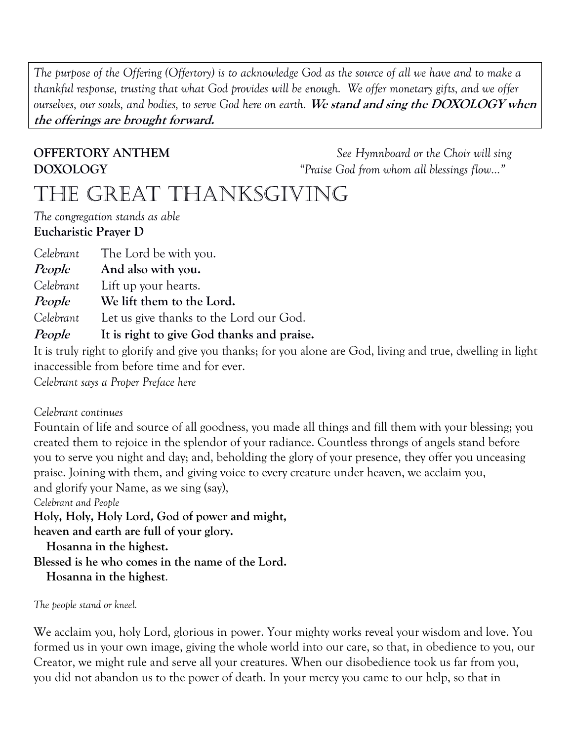*The purpose of the Offering (Offertory) is to acknowledge God as the source of all we have and to make a thankful response, trusting that what God provides will be enough. We offer monetary gifts, and we offer ourselves, our souls, and bodies, to serve God here on earth.* ***We stand and sing the DOXOLOGY when the offerings are brought forward.***

**OFFERTORY ANTHEM** *See Hymnboard or the Choir will sing*

**DOXOLOGY** *"Praise God from whom all blessings flow..."*

# The Great Thanksgiving

*The congregation stands as able*

**Eucharistic Prayer D**

*Celebrant* The Lord be with you.

***People*** **And also with you.**

*Celebrant* Lift up your hearts.

***People*** **We lift them to the Lord.**

*Celebrant* Let us give thanks to the Lord our God.

***People*** **It is right to give God thanks and praise.**

It is truly right to glorify and give you thanks; for you alone are God, living and true, dwelling in light inaccessible from before time and for ever.

*Celebrant says a Proper Preface here*

*Celebrant continues*

Fountain of life and source of all goodness, you made all things and fill them with your blessing; you created them to rejoice in the splendor of your radiance. Countless throngs of angels stand before you to serve you night and day; and, beholding the glory of your presence, they offer you unceasing praise. Joining with them, and giving voice to every creature under heaven, we acclaim you, and glorify your Name, as we sing (say),

*Celebrant and People*

**Holy, Holy, Holy Lord, God of power and might,**
**heaven and earth are full of your glory.**
**Hosanna in the highest.**
**Blessed is he who comes in the name of the Lord.**
**Hosanna in the highest**.

*The people stand or kneel.*

We acclaim you, holy Lord, glorious in power. Your mighty works reveal your wisdom and love. You formed us in your own image, giving the whole world into our care, so that, in obedience to you, our Creator, we might rule and serve all your creatures. When our disobedience took us far from you, you did not abandon us to the power of death. In your mercy you came to our help, so that in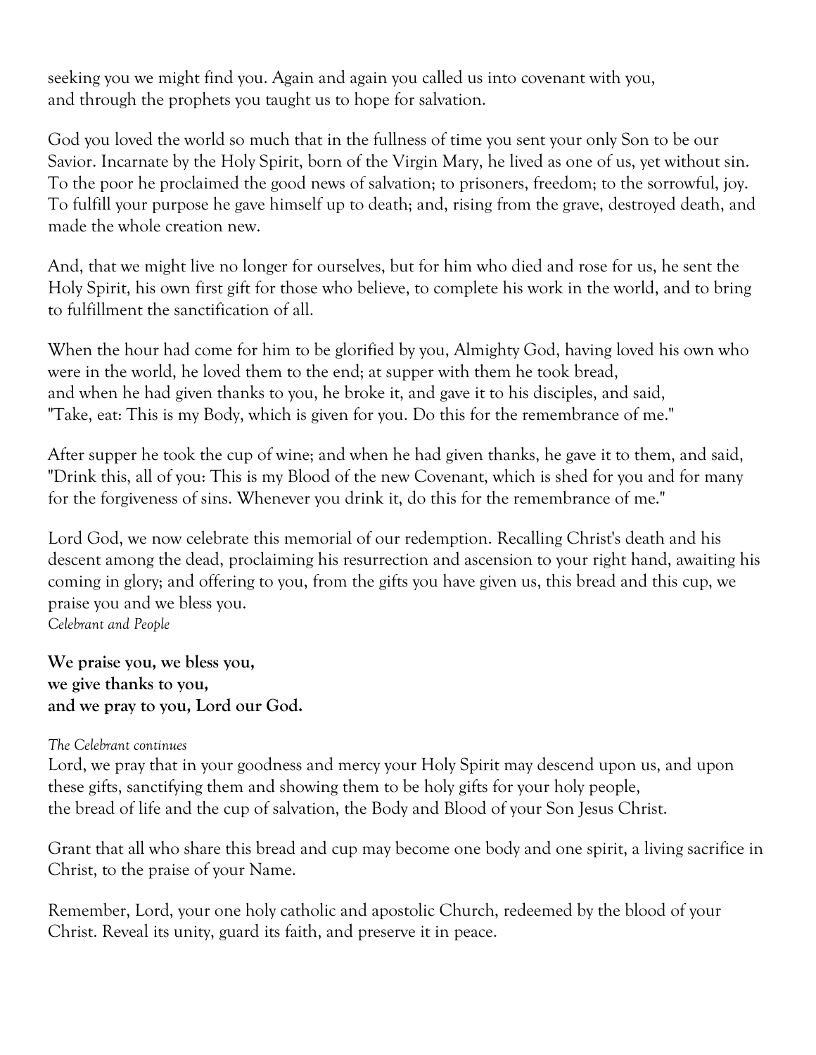seeking you we might find you. Again and again you called us into covenant with you, and through the prophets you taught us to hope for salvation.

God you loved the world so much that in the fullness of time you sent your only Son to be our Savior. Incarnate by the Holy Spirit, born of the Virgin Mary, he lived as one of us, yet without sin. To the poor he proclaimed the good news of salvation; to prisoners, freedom; to the sorrowful, joy. To fulfill your purpose he gave himself up to death; and, rising from the grave, destroyed death, and made the whole creation new.

And, that we might live no longer for ourselves, but for him who died and rose for us, he sent the Holy Spirit, his own first gift for those who believe, to complete his work in the world, and to bring to fulfillment the sanctification of all.

When the hour had come for him to be glorified by you, Almighty God, having loved his own who were in the world, he loved them to the end; at supper with them he took bread, and when he had given thanks to you, he broke it, and gave it to his disciples, and said, "Take, eat: This is my Body, which is given for you. Do this for the remembrance of me."

After supper he took the cup of wine; and when he had given thanks, he gave it to them, and said, "Drink this, all of you: This is my Blood of the new Covenant, which is shed for you and for many for the forgiveness of sins. Whenever you drink it, do this for the remembrance of me."

Lord God, we now celebrate this memorial of our redemption. Recalling Christ's death and his descent among the dead, proclaiming his resurrection and ascension to your right hand, awaiting his coming in glory; and offering to you, from the gifts you have given us, this bread and this cup, we praise you and we bless you.
*Celebrant and People*

**We praise you, we bless you,**
**we give thanks to you,**
**and we pray to you, Lord our God.**

*The Celebrant continues*
Lord, we pray that in your goodness and mercy your Holy Spirit may descend upon us, and upon these gifts, sanctifying them and showing them to be holy gifts for your holy people, the bread of life and the cup of salvation, the Body and Blood of your Son Jesus Christ.

Grant that all who share this bread and cup may become one body and one spirit, a living sacrifice in Christ, to the praise of your Name.

Remember, Lord, your one holy catholic and apostolic Church, redeemed by the blood of your Christ. Reveal its unity, guard its faith, and preserve it in peace.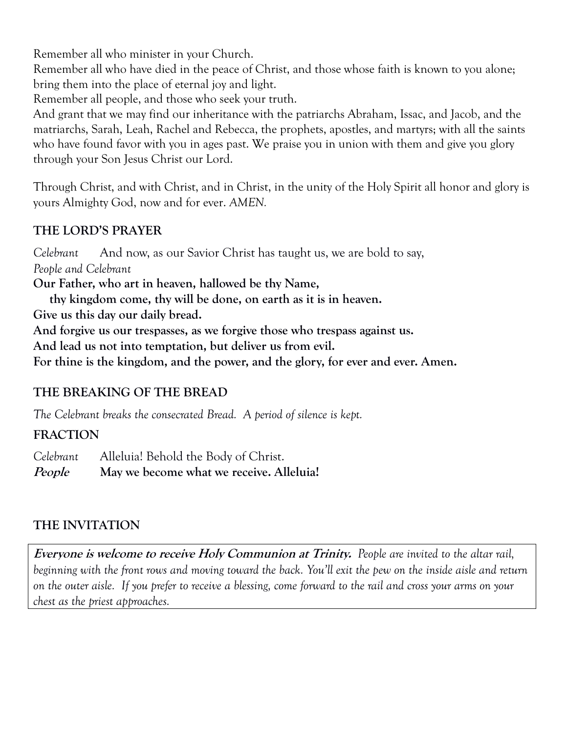Remember all who minister in your Church.
Remember all who have died in the peace of Christ, and those whose faith is known to you alone; bring them into the place of eternal joy and light.
Remember all people, and those who seek your truth.
And grant that we may find our inheritance with the patriarchs Abraham, Issac, and Jacob, and the matriarchs, Sarah, Leah, Rachel and Rebecca, the prophets, apostles, and martyrs; with all the saints who have found favor with you in ages past. We praise you in union with them and give you glory through your Son Jesus Christ our Lord.

Through Christ, and with Christ, and in Christ, in the unity of the Holy Spirit all honor and glory is yours Almighty God, now and for ever. *AMEN.*

## THE LORD'S PRAYER

*Celebrant* And now, as our Savior Christ has taught us, we are bold to say,
*People and Celebrant*
**Our Father, who art in heaven, hallowed be thy Name,**
**thy kingdom come, thy will be done, on earth as it is in heaven.**
**Give us this day our daily bread.**
**And forgive us our trespasses, as we forgive those who trespass against us.**
**And lead us not into temptation, but deliver us from evil.**
**For thine is the kingdom, and the power, and the glory, for ever and ever. Amen.**

## THE BREAKING OF THE BREAD

*The Celebrant breaks the consecrated Bread. A period of silence is kept.*

## FRACTION

*Celebrant* Alleluia! Behold the Body of Christ.
***People*** **May we become what we receive. Alleluia!**

## THE INVITATION

***Everyone is welcome to receive Holy Communion at Trinity.*** *People are invited to the altar rail, beginning with the front rows and moving toward the back. You'll exit the pew on the inside aisle and return on the outer aisle. If you prefer to receive a blessing, come forward to the rail and cross your arms on your chest as the priest approaches.*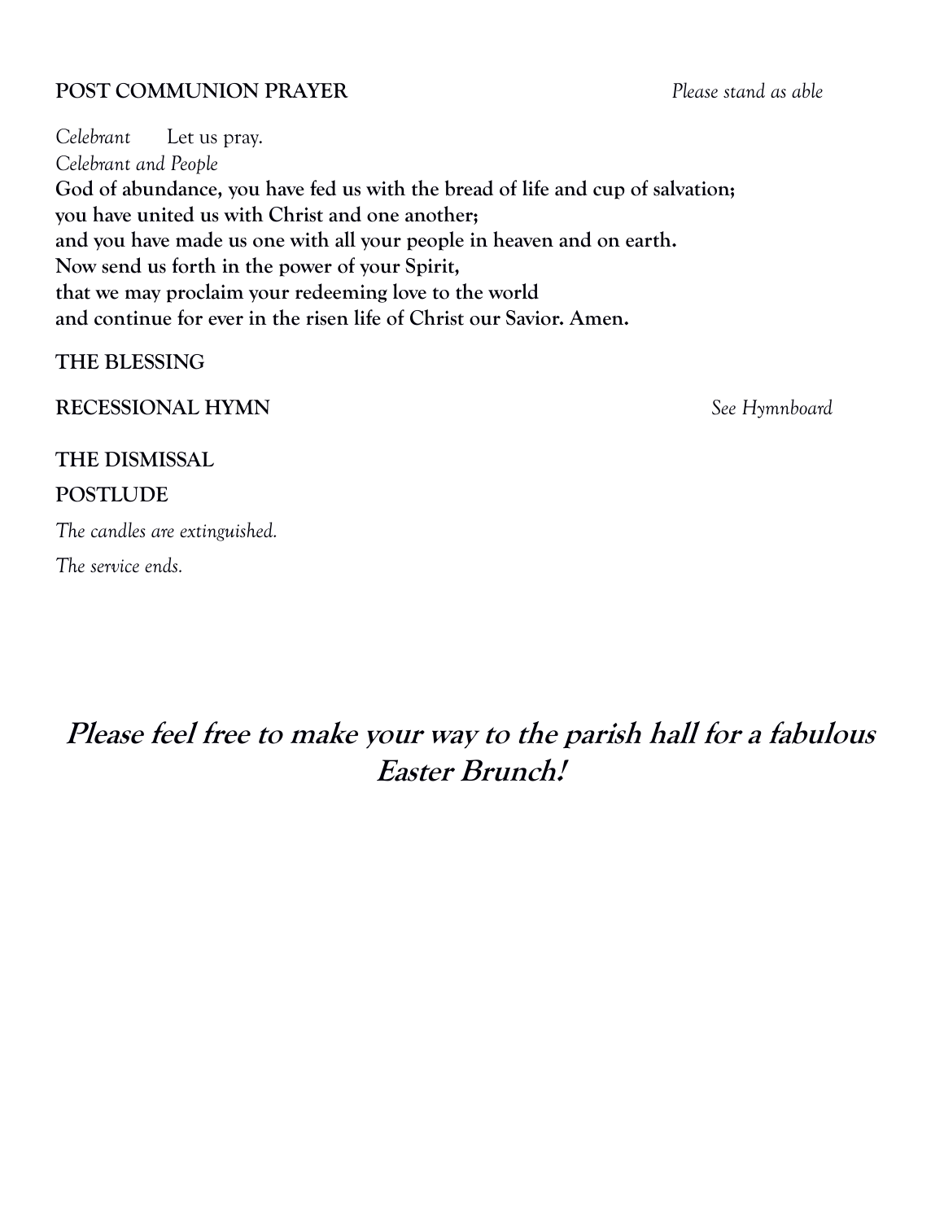**POST COMMUNION PRAYER** *Please stand as able*

*Celebrant* Let us pray.
*Celebrant and People*
**God of abundance, you have fed us with the bread of life and cup of salvation;**
**you have united us with Christ and one another;**
**and you have made us one with all your people in heaven and on earth.**
**Now send us forth in the power of your Spirit,**
**that we may proclaim your redeeming love to the world**
**and continue for ever in the risen life of Christ our Savior. Amen.**

**THE BLESSING**

**RECESSIONAL HYMN** *See Hymnboard*

**THE DISMISSAL**

**POSTLUDE**

*The candles are extinguished.*

*The service ends.*

***Please feel free to make your way to the parish hall for a fabulous Easter Brunch!***